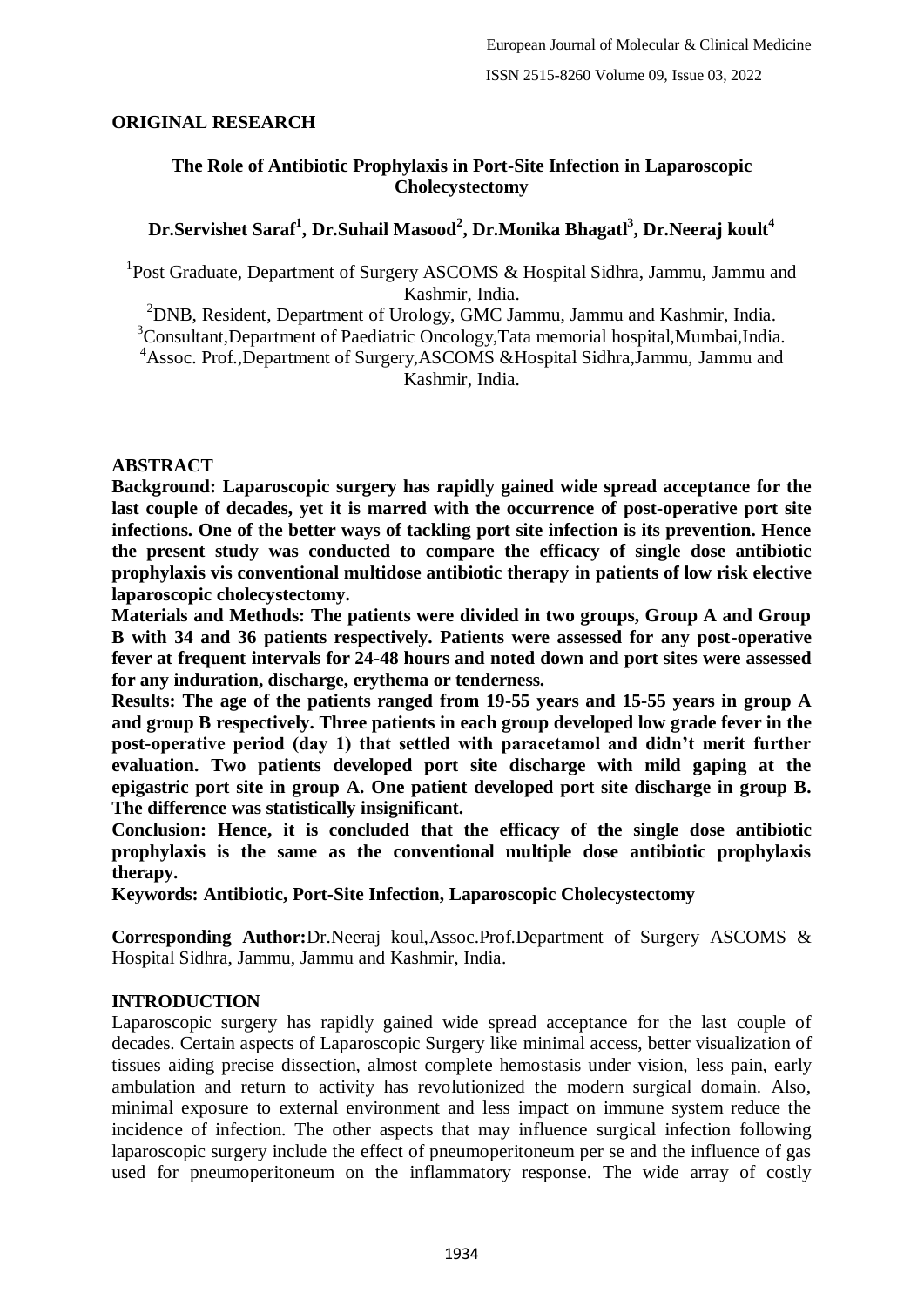## ORIGINAL RESEARCH

# The Role of Antibiotic Prophylaxis in Port-Site Infection in Laparoscopic Cholecystectomy

**Dr.Servishet Saraf[1], Dr.Suhail Masood[2], Dr.Monika Bhagatl[3], Dr.Neeraj koult[4]**

[1]Post Graduate, Department of Surgery ASCOMS & Hospital Sidhra, Jammu, Jammu and Kashmir, India.
[2]DNB, Resident, Department of Urology, GMC Jammu, Jammu and Kashmir, India.
[3]Consultant,Department of Paediatric Oncology,Tata memorial hospital,Mumbai,India.
[4]Assoc. Prof.,Department of Surgery,ASCOMS &Hospital Sidhra,Jammu, Jammu and Kashmir, India.

## ABSTRACT

**Background: Laparoscopic surgery has rapidly gained wide spread acceptance for the last couple of decades, yet it is marred with the occurrence of post-operative port site infections. One of the better ways of tackling port site infection is its prevention. Hence the present study was conducted to compare the efficacy of single dose antibiotic prophylaxis vis conventional multidose antibiotic therapy in patients of low risk elective laparoscopic cholecystectomy.**

**Materials and Methods: The patients were divided in two groups, Group A and Group B with 34 and 36 patients respectively. Patients were assessed for any post-operative fever at frequent intervals for 24-48 hours and noted down and port sites were assessed for any induration, discharge, erythema or tenderness.**

**Results: The age of the patients ranged from 19-55 years and 15-55 years in group A and group B respectively. Three patients in each group developed low grade fever in the post-operative period (day 1) that settled with paracetamol and didn't merit further evaluation. Two patients developed port site discharge with mild gaping at the epigastric port site in group A. One patient developed port site discharge in group B. The difference was statistically insignificant.**

**Conclusion: Hence, it is concluded that the efficacy of the single dose antibiotic prophylaxis is the same as the conventional multiple dose antibiotic prophylaxis therapy.**

**Keywords: Antibiotic, Port-Site Infection, Laparoscopic Cholecystectomy**

**Corresponding Author:**Dr.Neeraj koul,Assoc.Prof.Department of Surgery ASCOMS & Hospital Sidhra, Jammu, Jammu and Kashmir, India.

## INTRODUCTION

Laparoscopic surgery has rapidly gained wide spread acceptance for the last couple of decades. Certain aspects of Laparoscopic Surgery like minimal access, better visualization of tissues aiding precise dissection, almost complete hemostasis under vision, less pain, early ambulation and return to activity has revolutionized the modern surgical domain. Also, minimal exposure to external environment and less impact on immune system reduce the incidence of infection. The other aspects that may influence surgical infection following laparoscopic surgery include the effect of pneumoperitoneum per se and the influence of gas used for pneumoperitoneum on the inflammatory response. The wide array of costly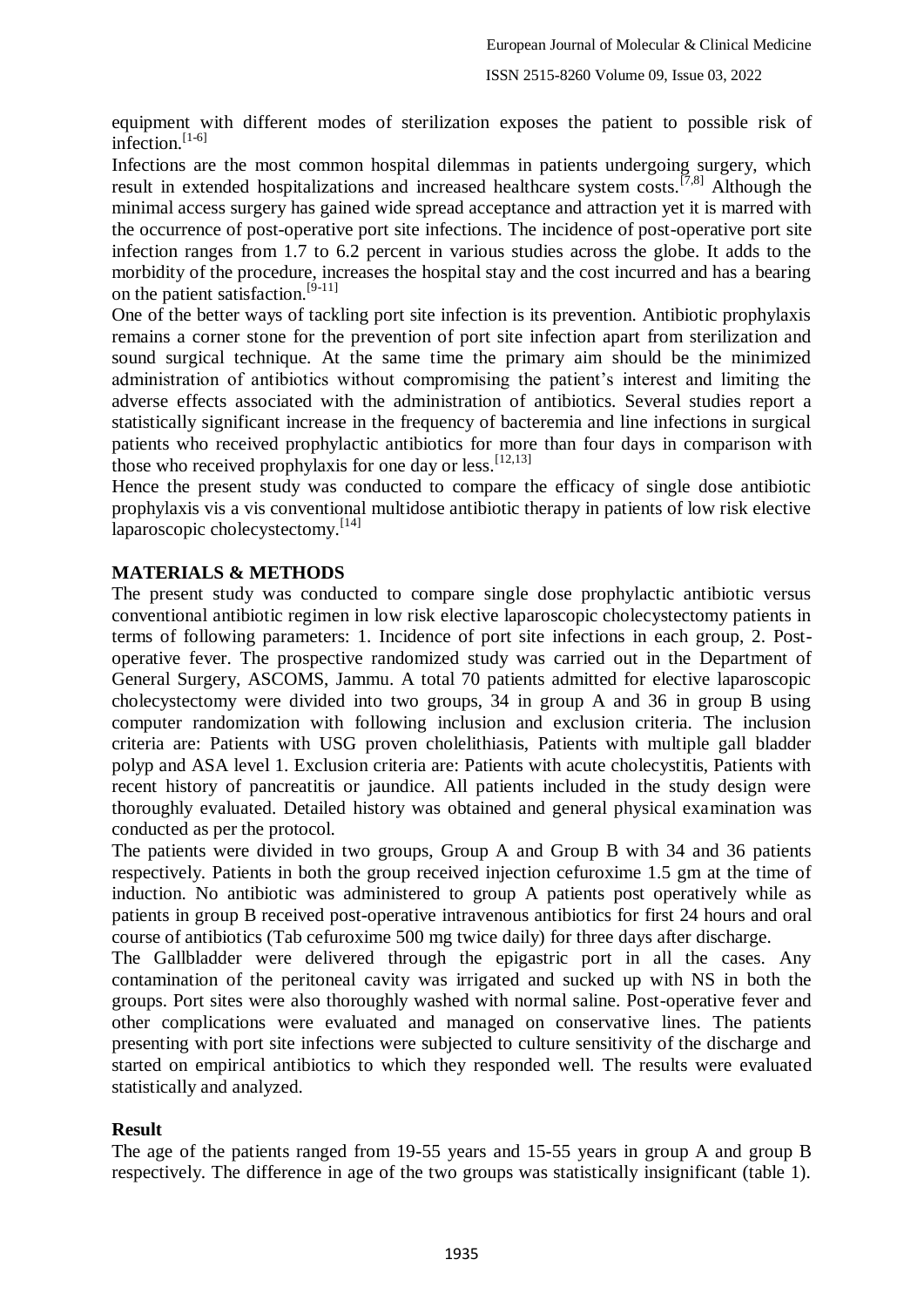equipment with different modes of sterilization exposes the patient to possible risk of infection.[1-6]

Infections are the most common hospital dilemmas in patients undergoing surgery, which result in extended hospitalizations and increased healthcare system costs.[7,8] Although the minimal access surgery has gained wide spread acceptance and attraction yet it is marred with the occurrence of post-operative port site infections. The incidence of post-operative port site infection ranges from 1.7 to 6.2 percent in various studies across the globe. It adds to the morbidity of the procedure, increases the hospital stay and the cost incurred and has a bearing on the patient satisfaction.[9-11]

One of the better ways of tackling port site infection is its prevention. Antibiotic prophylaxis remains a corner stone for the prevention of port site infection apart from sterilization and sound surgical technique. At the same time the primary aim should be the minimized administration of antibiotics without compromising the patient's interest and limiting the adverse effects associated with the administration of antibiotics. Several studies report a statistically significant increase in the frequency of bacteremia and line infections in surgical patients who received prophylactic antibiotics for more than four days in comparison with those who received prophylaxis for one day or less.[12,13]

Hence the present study was conducted to compare the efficacy of single dose antibiotic prophylaxis vis a vis conventional multidose antibiotic therapy in patients of low risk elective laparoscopic cholecystectomy.[14]

## MATERIALS & METHODS

The present study was conducted to compare single dose prophylactic antibiotic versus conventional antibiotic regimen in low risk elective laparoscopic cholecystectomy patients in terms of following parameters: 1. Incidence of port site infections in each group, 2. Post-operative fever. The prospective randomized study was carried out in the Department of General Surgery, ASCOMS, Jammu. A total 70 patients admitted for elective laparoscopic cholecystectomy were divided into two groups, 34 in group A and 36 in group B using computer randomization with following inclusion and exclusion criteria. The inclusion criteria are: Patients with USG proven cholelithiasis, Patients with multiple gall bladder polyp and ASA level 1. Exclusion criteria are: Patients with acute cholecystitis, Patients with recent history of pancreatitis or jaundice. All patients included in the study design were thoroughly evaluated. Detailed history was obtained and general physical examination was conducted as per the protocol.

The patients were divided in two groups, Group A and Group B with 34 and 36 patients respectively. Patients in both the group received injection cefuroxime 1.5 gm at the time of induction. No antibiotic was administered to group A patients post operatively while as patients in group B received post-operative intravenous antibiotics for first 24 hours and oral course of antibiotics (Tab cefuroxime 500 mg twice daily) for three days after discharge.

The Gallbladder were delivered through the epigastric port in all the cases. Any contamination of the peritoneal cavity was irrigated and sucked up with NS in both the groups. Port sites were also thoroughly washed with normal saline. Post-operative fever and other complications were evaluated and managed on conservative lines. The patients presenting with port site infections were subjected to culture sensitivity of the discharge and started on empirical antibiotics to which they responded well. The results were evaluated statistically and analyzed.

## Result

The age of the patients ranged from 19-55 years and 15-55 years in group A and group B respectively. The difference in age of the two groups was statistically insignificant (table 1).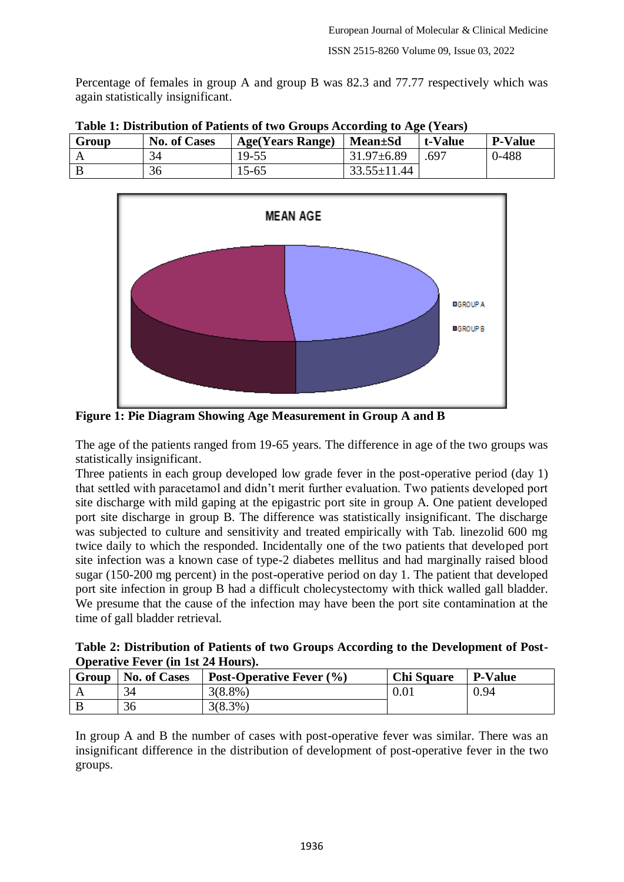Percentage of females in group A and group B was 82.3 and 77.77 respectively which was again statistically insignificant.

**Table 1: Distribution of Patients of two Groups According to Age (Years)**

| Group | No. of Cases | Age(Years Range) | Mean±Sd | t-Value | P-Value |
|---|---|---|---|---|---|
| A | 34 | 19-55 | 31.97±6.89 | .697 | 0-488 |
| B | 36 | 15-65 | 33.55±11.44 | | |

**Figure 1: Pie Diagram Showing Age Measurement in Group A and B**

The age of the patients ranged from 19-65 years. The difference in age of the two groups was statistically insignificant.

Three patients in each group developed low grade fever in the post-operative period (day 1) that settled with paracetamol and didn't merit further evaluation. Two patients developed port site discharge with mild gaping at the epigastric port site in group A. One patient developed port site discharge in group B. The difference was statistically insignificant. The discharge was subjected to culture and sensitivity and treated empirically with Tab. linezolid 600 mg twice daily to which the responded. Incidentally one of the two patients that developed port site infection was a known case of type-2 diabetes mellitus and had marginally raised blood sugar (150-200 mg percent) in the post-operative period on day 1. The patient that developed port site infection in group B had a difficult cholecystectomy with thick walled gall bladder. We presume that the cause of the infection may have been the port site contamination at the time of gall bladder retrieval.

**Table 2: Distribution of Patients of two Groups According to the Development of Post-Operative Fever (in 1st 24 Hours).**

| Group | No. of Cases | Post-Operative Fever (%) | Chi Square | P-Value |
|---|---|---|---|---|
| A | 34 | 3(8.8%) | 0.01 | 0.94 |
| B | 36 | 3(8.3%) | | |

In group A and B the number of cases with post-operative fever was similar. There was an insignificant difference in the distribution of development of post-operative fever in the two groups.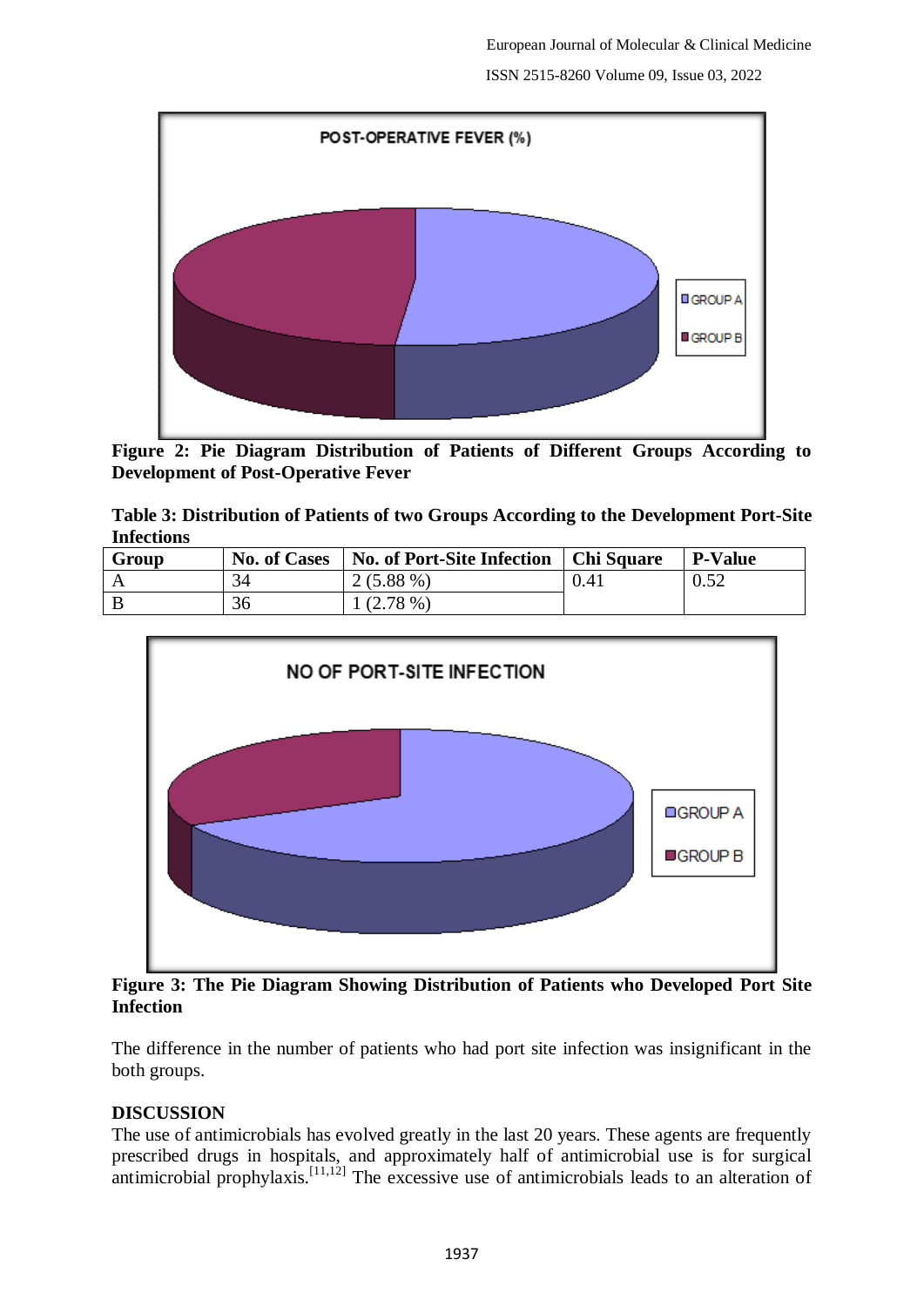**Figure 2: Pie Diagram Distribution of Patients of Different Groups According to Development of Post-Operative Fever**

**Table 3: Distribution of Patients of two Groups According to the Development Port-Site Infections**

| Group | No. of Cases | No. of Port-Site Infection | Chi Square | P-Value |
|---|---|---|---|---|
| A | 34 | 2 (5.88 %) | 0.41 | 0.52 |
| B | 36 | 1 (2.78 %) | | |

**Figure 3: The Pie Diagram Showing Distribution of Patients who Developed Port Site Infection**

The difference in the number of patients who had port site infection was insignificant in the both groups.

## DISCUSSION

The use of antimicrobials has evolved greatly in the last 20 years. These agents are frequently prescribed drugs in hospitals, and approximately half of antimicrobial use is for surgical antimicrobial prophylaxis.[11,12] The excessive use of antimicrobials leads to an alteration of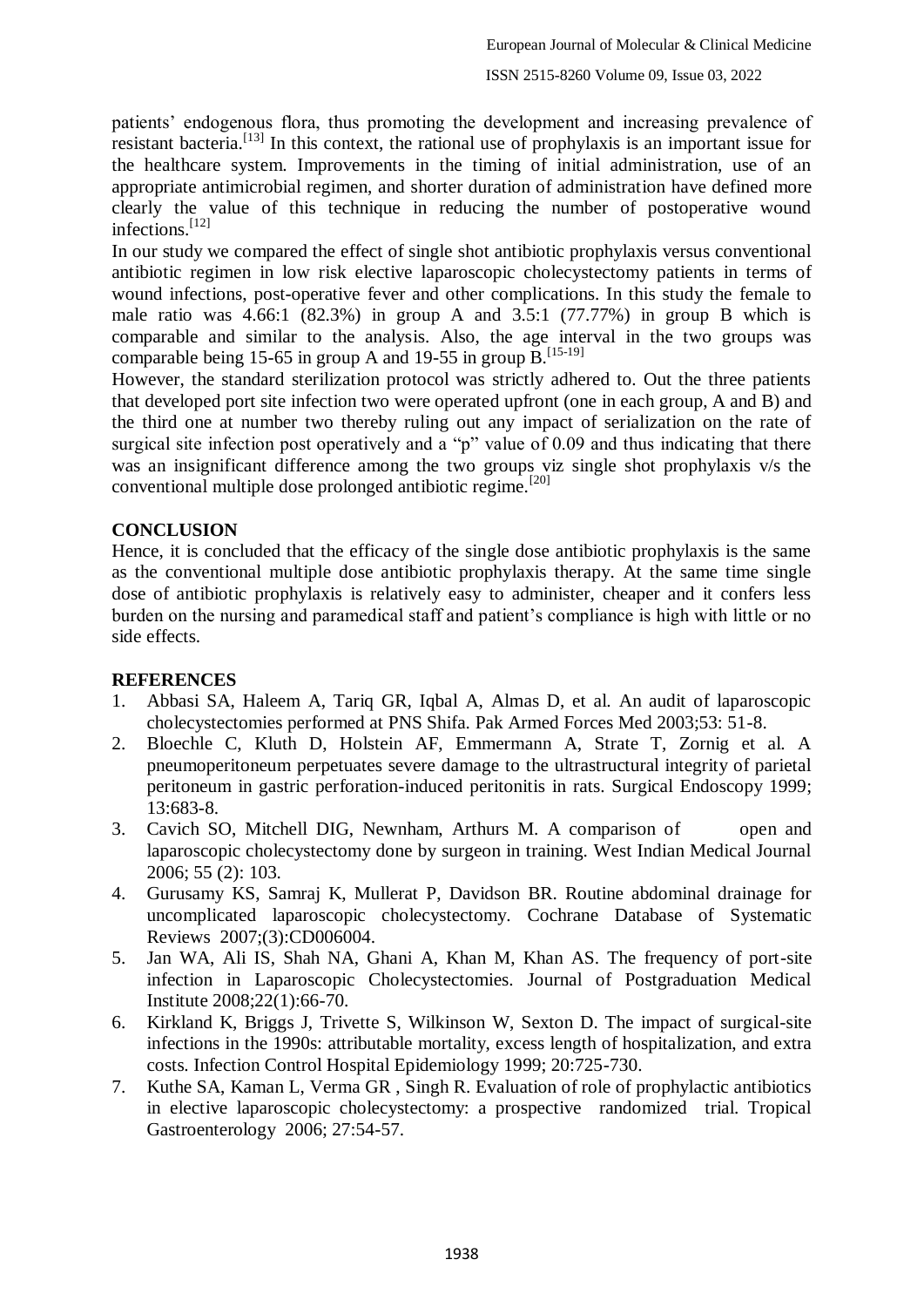patients' endogenous flora, thus promoting the development and increasing prevalence of resistant bacteria.[13] In this context, the rational use of prophylaxis is an important issue for the healthcare system. Improvements in the timing of initial administration, use of an appropriate antimicrobial regimen, and shorter duration of administration have defined more clearly the value of this technique in reducing the number of postoperative wound infections.[12]

In our study we compared the effect of single shot antibiotic prophylaxis versus conventional antibiotic regimen in low risk elective laparoscopic cholecystectomy patients in terms of wound infections, post-operative fever and other complications. In this study the female to male ratio was 4.66:1 (82.3%) in group A and 3.5:1 (77.77%) in group B which is comparable and similar to the analysis. Also, the age interval in the two groups was comparable being 15-65 in group A and 19-55 in group B.[15-19]

However, the standard sterilization protocol was strictly adhered to. Out the three patients that developed port site infection two were operated upfront (one in each group, A and B) and the third one at number two thereby ruling out any impact of serialization on the rate of surgical site infection post operatively and a "p" value of 0.09 and thus indicating that there was an insignificant difference among the two groups viz single shot prophylaxis v/s the conventional multiple dose prolonged antibiotic regime.[20]

## CONCLUSION

Hence, it is concluded that the efficacy of the single dose antibiotic prophylaxis is the same as the conventional multiple dose antibiotic prophylaxis therapy. At the same time single dose of antibiotic prophylaxis is relatively easy to administer, cheaper and it confers less burden on the nursing and paramedical staff and patient's compliance is high with little or no side effects.

## REFERENCES

1. Abbasi SA, Haleem A, Tariq GR, Iqbal A, Almas D, et al. An audit of laparoscopic cholecystectomies performed at PNS Shifa. Pak Armed Forces Med 2003;53: 51-8.
2. Bloechle C, Kluth D, Holstein AF, Emmermann A, Strate T, Zornig et al. A pneumoperitoneum perpetuates severe damage to the ultrastructural integrity of parietal peritoneum in gastric perforation-induced peritonitis in rats. Surgical Endoscopy 1999; 13:683-8.
3. Cavich SO, Mitchell DIG, Newnham, Arthurs M. A comparison of open and laparoscopic cholecystectomy done by surgeon in training. West Indian Medical Journal 2006; 55 (2): 103.
4. Gurusamy KS, Samraj K, Mullerat P, Davidson BR. Routine abdominal drainage for uncomplicated laparoscopic cholecystectomy. Cochrane Database of Systematic Reviews 2007;(3):CD006004.
5. Jan WA, Ali IS, Shah NA, Ghani A, Khan M, Khan AS. The frequency of port-site infection in Laparoscopic Cholecystectomies. Journal of Postgraduation Medical Institute 2008;22(1):66-70.
6. Kirkland K, Briggs J, Trivette S, Wilkinson W, Sexton D. The impact of surgical-site infections in the 1990s: attributable mortality, excess length of hospitalization, and extra costs. Infection Control Hospital Epidemiology 1999; 20:725-730.
7. Kuthe SA, Kaman L, Verma GR , Singh R. Evaluation of role of prophylactic antibiotics in elective laparoscopic cholecystectomy: a prospective randomized trial. Tropical Gastroenterology 2006; 27:54-57.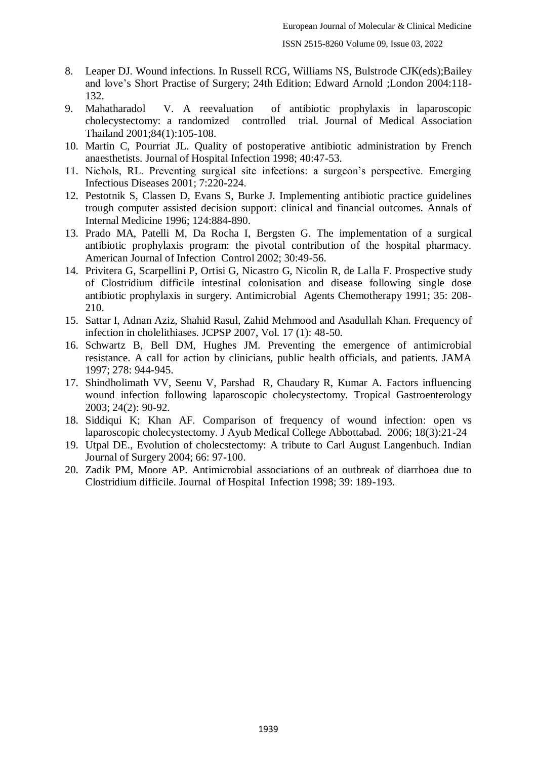8. Leaper DJ. Wound infections. In Russell RCG, Williams NS, Bulstrode CJK(eds);Bailey and love's Short Practise of Surgery; 24th Edition; Edward Arnold ;London 2004:118-132.
9. Mahatharadol V. A reevaluation of antibiotic prophylaxis in laparoscopic cholecystectomy: a randomized controlled trial. Journal of Medical Association Thailand 2001;84(1):105-108.
10. Martin C, Pourriat JL. Quality of postoperative antibiotic administration by French anaesthetists. Journal of Hospital Infection 1998; 40:47-53.
11. Nichols, RL. Preventing surgical site infections: a surgeon's perspective. Emerging Infectious Diseases 2001; 7:220-224.
12. Pestotnik S, Classen D, Evans S, Burke J. Implementing antibiotic practice guidelines trough computer assisted decision support: clinical and financial outcomes. Annals of Internal Medicine 1996; 124:884-890.
13. Prado MA, Patelli M, Da Rocha I, Bergsten G. The implementation of a surgical antibiotic prophylaxis program: the pivotal contribution of the hospital pharmacy. American Journal of Infection Control 2002; 30:49-56.
14. Privitera G, Scarpellini P, Ortisi G, Nicastro G, Nicolin R, de Lalla F. Prospective study of Clostridium difficile intestinal colonisation and disease following single dose antibiotic prophylaxis in surgery. Antimicrobial Agents Chemotherapy 1991; 35: 208-210.
15. Sattar I, Adnan Aziz, Shahid Rasul, Zahid Mehmood and Asadullah Khan. Frequency of infection in cholelithiases. JCPSP 2007, Vol. 17 (1): 48-50.
16. Schwartz B, Bell DM, Hughes JM. Preventing the emergence of antimicrobial resistance. A call for action by clinicians, public health officials, and patients. JAMA 1997; 278: 944-945.
17. Shindholimath VV, Seenu V, Parshad R, Chaudary R, Kumar A. Factors influencing wound infection following laparoscopic cholecystectomy. Tropical Gastroenterology 2003; 24(2): 90-92.
18. Siddiqui K; Khan AF. Comparison of frequency of wound infection: open vs laparoscopic cholecystectomy. J Ayub Medical College Abbottabad. 2006; 18(3):21-24
19. Utpal DE., Evolution of cholecstectomy: A tribute to Carl August Langenbuch. Indian Journal of Surgery 2004; 66: 97-100.
20. Zadik PM, Moore AP. Antimicrobial associations of an outbreak of diarrhoea due to Clostridium difficile. Journal of Hospital Infection 1998; 39: 189-193.